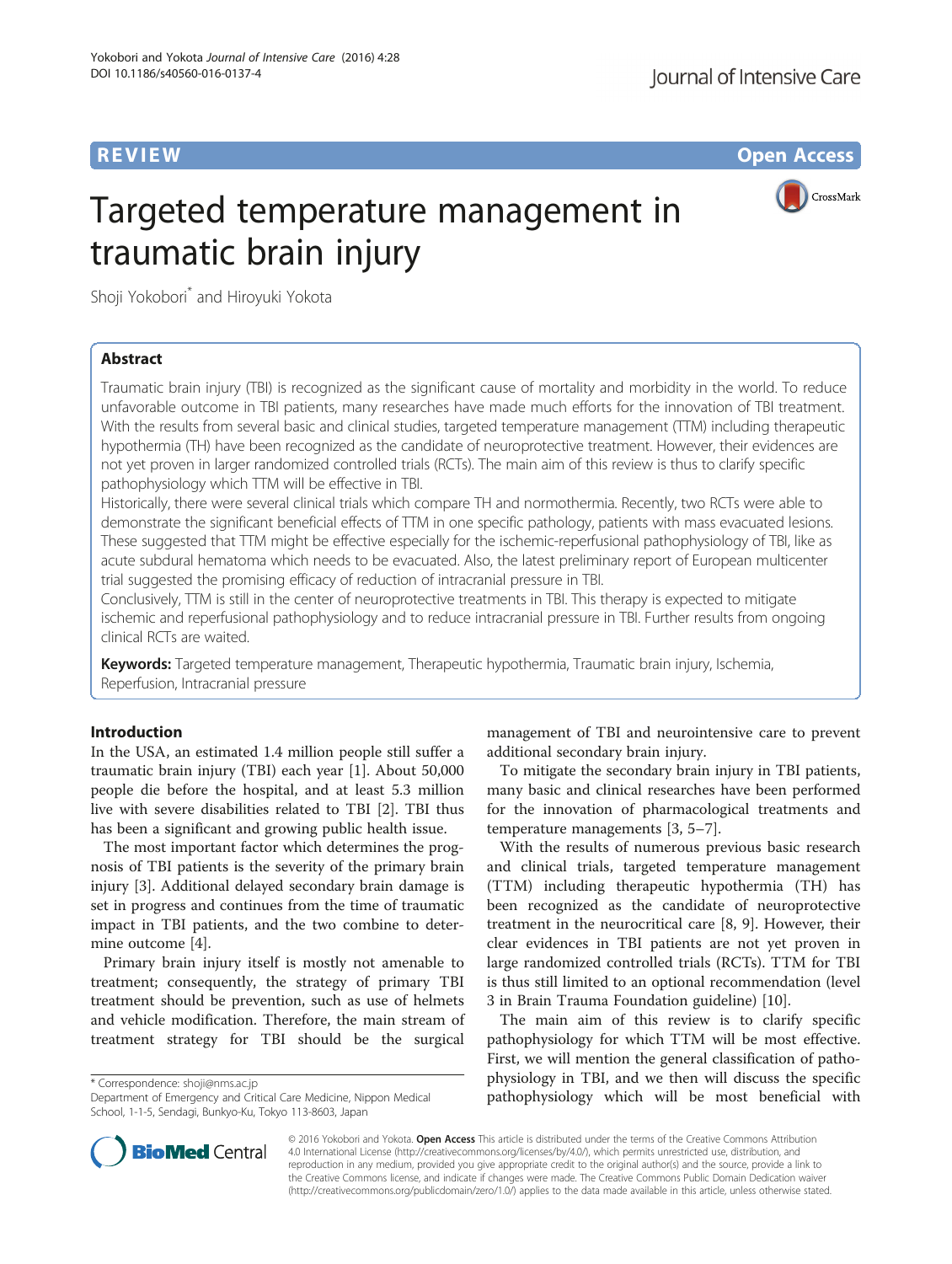REVIEW Open Access

# Targeted temperature management in traumatic brain injury

Shoji Yokobori* and Hiroyuki Yokota

## Abstract

Traumatic brain injury (TBI) is recognized as the significant cause of mortality and morbidity in the world. To reduce unfavorable outcome in TBI patients, many researches have made much efforts for the innovation of TBI treatment. With the results from several basic and clinical studies, targeted temperature management (TTM) including therapeutic hypothermia (TH) have been recognized as the candidate of neuroprotective treatment. However, their evidences are not yet proven in larger randomized controlled trials (RCTs). The main aim of this review is thus to clarify specific pathophysiology which TTM will be effective in TBI.

Historically, there were several clinical trials which compare TH and normothermia. Recently, two RCTs were able to demonstrate the significant beneficial effects of TTM in one specific pathology, patients with mass evacuated lesions. These suggested that TTM might be effective especially for the ischemic-reperfusional pathophysiology of TBI, like as acute subdural hematoma which needs to be evacuated. Also, the latest preliminary report of European multicenter trial suggested the promising efficacy of reduction of intracranial pressure in TBI.

Conclusively, TTM is still in the center of neuroprotective treatments in TBI. This therapy is expected to mitigate ischemic and reperfusional pathophysiology and to reduce intracranial pressure in TBI. Further results from ongoing clinical RCTs are waited.

**Keywords:** Targeted temperature management, Therapeutic hypothermia, Traumatic brain injury, Ischemia, Reperfusion, Intracranial pressure

## Introduction

In the USA, an estimated 1.4 million people still suffer a traumatic brain injury (TBI) each year [1]. About 50,000 people die before the hospital, and at least 5.3 million live with severe disabilities related to TBI [2]. TBI thus has been a significant and growing public health issue.

The most important factor which determines the prognosis of TBI patients is the severity of the primary brain injury [3]. Additional delayed secondary brain damage is set in progress and continues from the time of traumatic impact in TBI patients, and the two combine to determine outcome [4].

Primary brain injury itself is mostly not amenable to treatment; consequently, the strategy of primary TBI treatment should be prevention, such as use of helmets and vehicle modification. Therefore, the main stream of treatment strategy for TBI should be the surgical management of TBI and neurointensive care to prevent additional secondary brain injury.

To mitigate the secondary brain injury in TBI patients, many basic and clinical researches have been performed for the innovation of pharmacological treatments and temperature managements [3, 5–7].

With the results of numerous previous basic research and clinical trials, targeted temperature management (TTM) including therapeutic hypothermia (TH) has been recognized as the candidate of neuroprotective treatment in the neurocritical care [8, 9]. However, their clear evidences in TBI patients are not yet proven in large randomized controlled trials (RCTs). TTM for TBI is thus still limited to an optional recommendation (level 3 in Brain Trauma Foundation guideline) [10].

The main aim of this review is to clarify specific pathophysiology for which TTM will be most effective. First, we will mention the general classification of pathophysiology in TBI, and we then will discuss the specific pathophysiology which will be most beneficial with

* Correspondence: shoji@nms.ac.jp
Department of Emergency and Critical Care Medicine, Nippon Medical School, 1-1-5, Sendagi, Bunkyo-Ku, Tokyo 113-8603, Japan

© 2016 Yokobori and Yokota. **Open Access** This article is distributed under the terms of the Creative Commons Attribution 4.0 International License (http://creativecommons.org/licenses/by/4.0/), which permits unrestricted use, distribution, and reproduction in any medium, provided you give appropriate credit to the original author(s) and the source, provide a link to the Creative Commons license, and indicate if changes were made. The Creative Commons Public Domain Dedication waiver (http://creativecommons.org/publicdomain/zero/1.0/) applies to the data made available in this article, unless otherwise stated.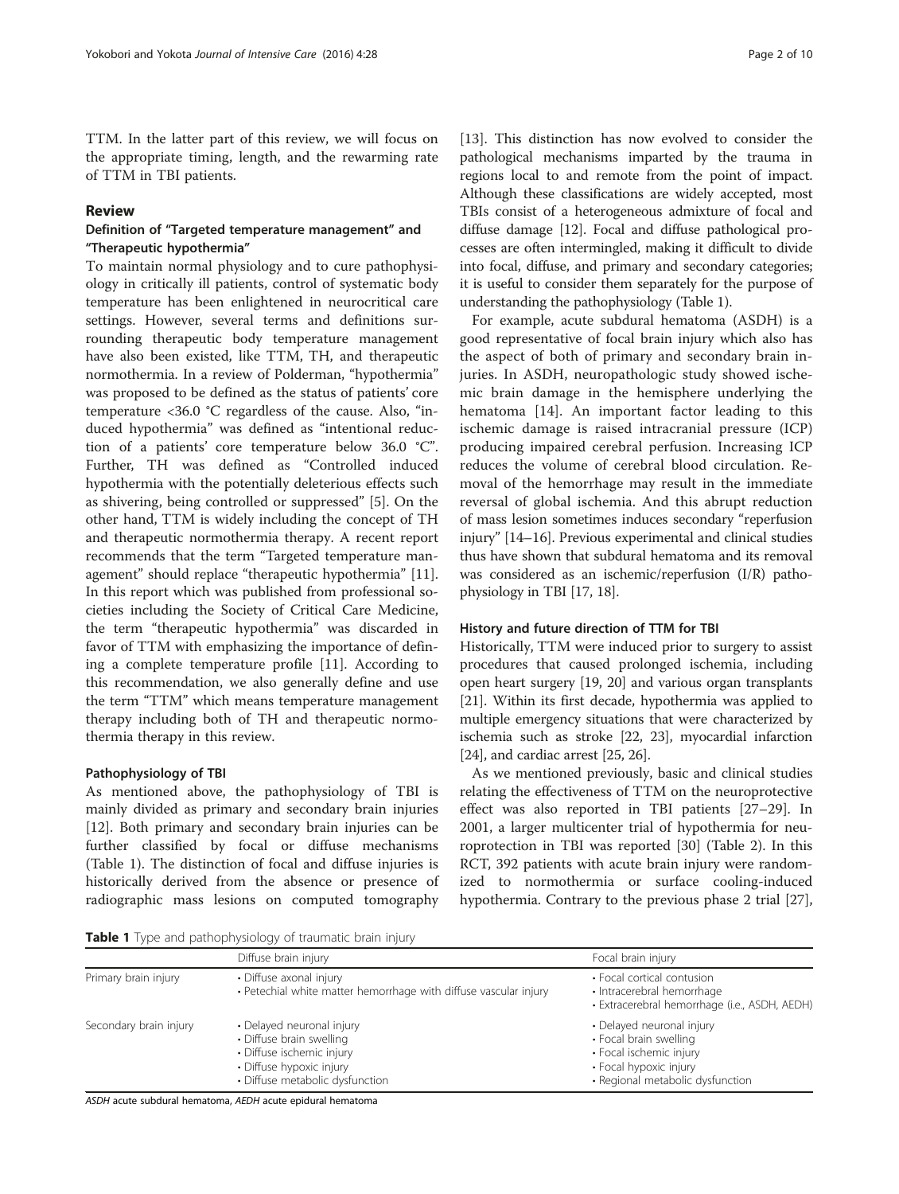TTM. In the latter part of this review, we will focus on the appropriate timing, length, and the rewarming rate of TTM in TBI patients.

## Review

### Definition of "Targeted temperature management" and "Therapeutic hypothermia"

To maintain normal physiology and to cure pathophysiology in critically ill patients, control of systematic body temperature has been enlightened in neurocritical care settings. However, several terms and definitions surrounding therapeutic body temperature management have also been existed, like TTM, TH, and therapeutic normothermia. In a review of Polderman, "hypothermia" was proposed to be defined as the status of patients' core temperature <36.0 °C regardless of the cause. Also, "induced hypothermia" was defined as "intentional reduction of a patients' core temperature below 36.0 °C". Further, TH was defined as "Controlled induced hypothermia with the potentially deleterious effects such as shivering, being controlled or suppressed" [5]. On the other hand, TTM is widely including the concept of TH and therapeutic normothermia therapy. A recent report recommends that the term "Targeted temperature management" should replace "therapeutic hypothermia" [11]. In this report which was published from professional societies including the Society of Critical Care Medicine, the term "therapeutic hypothermia" was discarded in favor of TTM with emphasizing the importance of defining a complete temperature profile [11]. According to this recommendation, we also generally define and use the term "TTM" which means temperature management therapy including both of TH and therapeutic normothermia therapy in this review.

### Pathophysiology of TBI

As mentioned above, the pathophysiology of TBI is mainly divided as primary and secondary brain injuries [12]. Both primary and secondary brain injuries can be further classified by focal or diffuse mechanisms (Table 1). The distinction of focal and diffuse injuries is historically derived from the absence or presence of radiographic mass lesions on computed tomography [13]. This distinction has now evolved to consider the pathological mechanisms imparted by the trauma in regions local to and remote from the point of impact. Although these classifications are widely accepted, most TBIs consist of a heterogeneous admixture of focal and diffuse damage [12]. Focal and diffuse pathological processes are often intermingled, making it difficult to divide into focal, diffuse, and primary and secondary categories; it is useful to consider them separately for the purpose of understanding the pathophysiology (Table 1).

For example, acute subdural hematoma (ASDH) is a good representative of focal brain injury which also has the aspect of both of primary and secondary brain injuries. In ASDH, neuropathologic study showed ischemic brain damage in the hemisphere underlying the hematoma [14]. An important factor leading to this ischemic damage is raised intracranial pressure (ICP) producing impaired cerebral perfusion. Increasing ICP reduces the volume of cerebral blood circulation. Removal of the hemorrhage may result in the immediate reversal of global ischemia. And this abrupt reduction of mass lesion sometimes induces secondary "reperfusion injury" [14–16]. Previous experimental and clinical studies thus have shown that subdural hematoma and its removal was considered as an ischemic/reperfusion (I/R) pathophysiology in TBI [17, 18].

### History and future direction of TTM for TBI

Historically, TTM were induced prior to surgery to assist procedures that caused prolonged ischemia, including open heart surgery [19, 20] and various organ transplants [21]. Within its first decade, hypothermia was applied to multiple emergency situations that were characterized by ischemia such as stroke [22, 23], myocardial infarction [24], and cardiac arrest [25, 26].

As we mentioned previously, basic and clinical studies relating the effectiveness of TTM on the neuroprotective effect was also reported in TBI patients [27–29]. In 2001, a larger multicenter trial of hypothermia for neuroprotection in TBI was reported [30] (Table 2). In this RCT, 392 patients with acute brain injury were randomized to normothermia or surface cooling-induced hypothermia. Contrary to the previous phase 2 trial [27],

**Table 1** Type and pathophysiology of traumatic brain injury

| | Diffuse brain injury | Focal brain injury |
|---|---|---|
| Primary brain injury | • Diffuse axonal injury<br>• Petechial white matter hemorrhage with diffuse vascular injury | • Focal cortical contusion<br>• Intracerebral hemorrhage<br>• Extracerebral hemorrhage (i.e., ASDH, AEDH) |
| Secondary brain injury | • Delayed neuronal injury<br>• Diffuse brain swelling<br>• Diffuse ischemic injury<br>• Diffuse hypoxic injury<br>• Diffuse metabolic dysfunction | • Delayed neuronal injury<br>• Focal brain swelling<br>• Focal ischemic injury<br>• Focal hypoxic injury<br>• Regional metabolic dysfunction |

*ASDH* acute subdural hematoma, *AEDH* acute epidural hematoma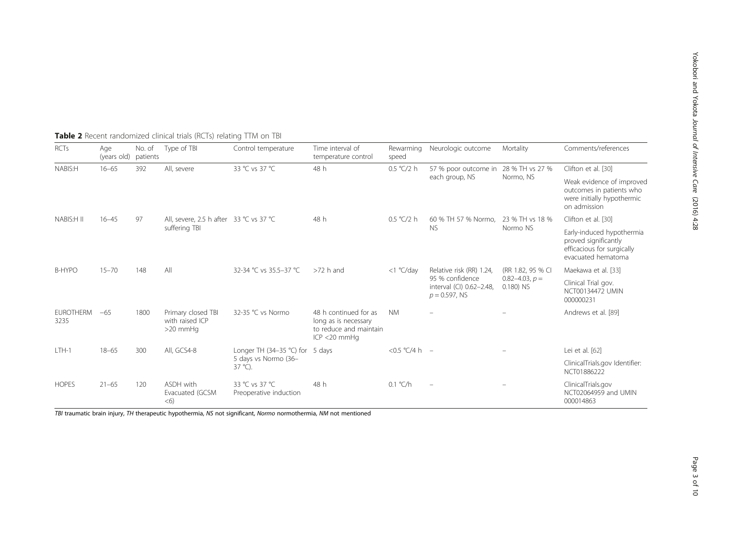**Table 2** Recent randomized clinical trials (RCTs) relating TTM on TBI

| RCTs | Age (years old) | No. of patients | Type of TBI | Control temperature | Time interval of temperature control | Rewarming speed | Neurologic outcome | Mortality | Comments/references |
|---|---|---|---|---|---|---|---|---|---|
| NABIS:H | 16–65 | 392 | All, severe | 33 °C vs 37 °C | 48 h | 0.5 °C/2 h | 57 % poor outcome in each group, NS | 28 % TH vs 27 % Normo, NS | Clifton et al. [30] Weak evidence of improved outcomes in patients who were initially hypothermic on admission |
| NABIS:H II | 16–45 | 97 | All, severe, 2.5 h after suffering TBI | 33 °C vs 37 °C | 48 h | 0.5 °C/2 h | 60 % TH 57 % Normo, NS | 23 % TH vs 18 % Normo NS | Clifton et al. [30] Early-induced hypothermia proved significantly efficacious for surgically evacuated hematoma |
| B-HYPO | 15–70 | 148 | All | 32-34 °C vs 35.5–37 °C | >72 h and | <1 °C/day | Relative risk (RR) 1.24, 95 % confidence interval (CI) 0.62–2.48, $p = 0.597$, NS | (RR 1.82, 95 % CI 0.82–4.03, $p = 0.180$) NS | Maekawa et al. [33] Clinical Trial gov. NCT00134472 UMIN 000000231 |
| EUROTHERM 3235 | –65 | 1800 | Primary closed TBI with raised ICP >20 mmHg | 32-35 °C vs Normo | 48 h continued for as long as is necessary to reduce and maintain ICP <20 mmHg | NM | – | – | Andrews et al. [89] |
| LTH-1 | 18–65 | 300 | All, GCS4-8 | Longer TH (34–35 °C) for 5 days vs Normo (36–37 °C). | 5 days | <0.5 °C/4 h | – | – | Lei et al. [62] ClinicalTrials.gov Identifier: NCT01886222 |
| HOPES | 21–65 | 120 | ASDH with Evacuated (GCSM <6) | 33 °C vs 37 °C Preoperative induction | 48 h | 0.1 °C/h | – | – | ClinicalTrials.gov NCT02064959 and UMIN 000014863 |

*TBI* traumatic brain injury, *TH* therapeutic hypothermia, *NS* not significant, *Normo* normothermia, *NM* not mentioned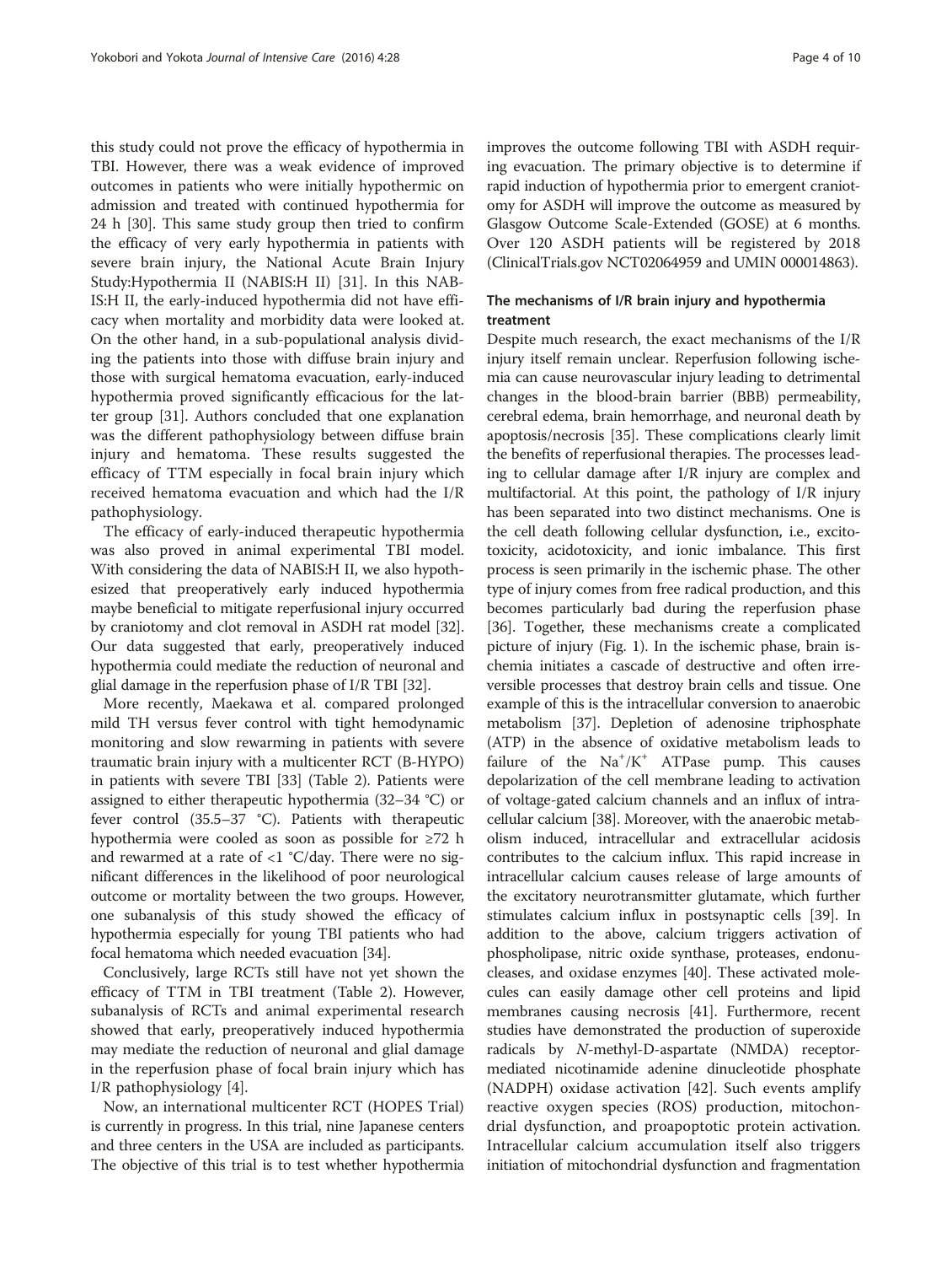this study could not prove the efficacy of hypothermia in TBI. However, there was a weak evidence of improved outcomes in patients who were initially hypothermic on admission and treated with continued hypothermia for 24 h [30]. This same study group then tried to confirm the efficacy of very early hypothermia in patients with severe brain injury, the National Acute Brain Injury Study:Hypothermia II (NABIS:H II) [31]. In this NABIS:H II, the early-induced hypothermia did not have efficacy when mortality and morbidity data were looked at. On the other hand, in a sub-populational analysis dividing the patients into those with diffuse brain injury and those with surgical hematoma evacuation, early-induced hypothermia proved significantly efficacious for the latter group [31]. Authors concluded that one explanation was the different pathophysiology between diffuse brain injury and hematoma. These results suggested the efficacy of TTM especially in focal brain injury which received hematoma evacuation and which had the I/R pathophysiology.

The efficacy of early-induced therapeutic hypothermia was also proved in animal experimental TBI model. With considering the data of NABIS:H II, we also hypothesized that preoperatively early induced hypothermia maybe beneficial to mitigate reperfusional injury occurred by craniotomy and clot removal in ASDH rat model [32]. Our data suggested that early, preoperatively induced hypothermia could mediate the reduction of neuronal and glial damage in the reperfusion phase of I/R TBI [32].

More recently, Maekawa et al. compared prolonged mild TH versus fever control with tight hemodynamic monitoring and slow rewarming in patients with severe traumatic brain injury with a multicenter RCT (B-HYPO) in patients with severe TBI [33] (Table 2). Patients were assigned to either therapeutic hypothermia (32–34 °C) or fever control (35.5–37 °C). Patients with therapeutic hypothermia were cooled as soon as possible for ≥72 h and rewarmed at a rate of <1 °C/day. There were no significant differences in the likelihood of poor neurological outcome or mortality between the two groups. However, one subanalysis of this study showed the efficacy of hypothermia especially for young TBI patients who had focal hematoma which needed evacuation [34].

Conclusively, large RCTs still have not yet shown the efficacy of TTM in TBI treatment (Table 2). However, subanalysis of RCTs and animal experimental research showed that early, preoperatively induced hypothermia may mediate the reduction of neuronal and glial damage in the reperfusion phase of focal brain injury which has I/R pathophysiology [4].

Now, an international multicenter RCT (HOPES Trial) is currently in progress. In this trial, nine Japanese centers and three centers in the USA are included as participants. The objective of this trial is to test whether hypothermia improves the outcome following TBI with ASDH requiring evacuation. The primary objective is to determine if rapid induction of hypothermia prior to emergent craniotomy for ASDH will improve the outcome as measured by Glasgow Outcome Scale-Extended (GOSE) at 6 months. Over 120 ASDH patients will be registered by 2018 (ClinicalTrials.gov NCT02064959 and UMIN 000014863).

## The mechanisms of I/R brain injury and hypothermia treatment

Despite much research, the exact mechanisms of the I/R injury itself remain unclear. Reperfusion following ischemia can cause neurovascular injury leading to detrimental changes in the blood-brain barrier (BBB) permeability, cerebral edema, brain hemorrhage, and neuronal death by apoptosis/necrosis [35]. These complications clearly limit the benefits of reperfusional therapies. The processes leading to cellular damage after I/R injury are complex and multifactorial. At this point, the pathology of I/R injury has been separated into two distinct mechanisms. One is the cell death following cellular dysfunction, i.e., excitotoxicity, acidotoxicity, and ionic imbalance. This first process is seen primarily in the ischemic phase. The other type of injury comes from free radical production, and this becomes particularly bad during the reperfusion phase [36]. Together, these mechanisms create a complicated picture of injury (Fig. 1). In the ischemic phase, brain ischemia initiates a cascade of destructive and often irreversible processes that destroy brain cells and tissue. One example of this is the intracellular conversion to anaerobic metabolism [37]. Depletion of adenosine triphosphate (ATP) in the absence of oxidative metabolism leads to failure of the $Na^+/K^+$ ATPase pump. This causes depolarization of the cell membrane leading to activation of voltage-gated calcium channels and an influx of intracellular calcium [38]. Moreover, with the anaerobic metabolism induced, intracellular and extracellular acidosis contributes to the calcium influx. This rapid increase in intracellular calcium causes release of large amounts of the excitatory neurotransmitter glutamate, which further stimulates calcium influx in postsynaptic cells [39]. In addition to the above, calcium triggers activation of phospholipase, nitric oxide synthase, proteases, endonucleases, and oxidase enzymes [40]. These activated molecules can easily damage other cell proteins and lipid membranes causing necrosis [41]. Furthermore, recent studies have demonstrated the production of superoxide radicals by *N*-methyl-D-aspartate (NMDA) receptor-mediated nicotinamide adenine dinucleotide phosphate (NADPH) oxidase activation [42]. Such events amplify reactive oxygen species (ROS) production, mitochondrial dysfunction, and proapoptotic protein activation. Intracellular calcium accumulation itself also triggers initiation of mitochondrial dysfunction and fragmentation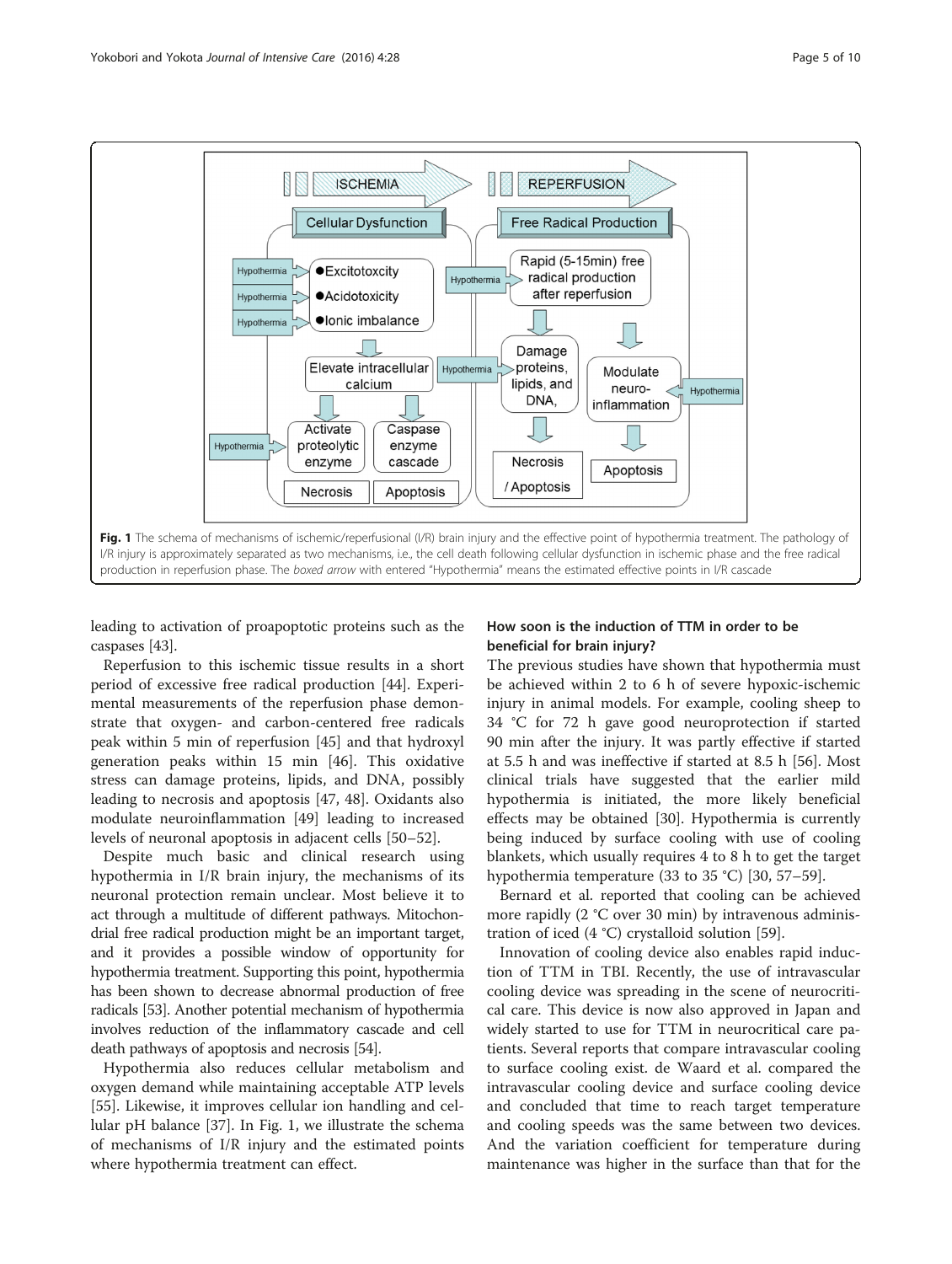Fig. 1 The schema of mechanisms of ischemic/reperfusional (I/R) brain injury and the effective point of hypothermia treatment. The pathology of I/R injury is approximately separated as two mechanisms, i.e., the cell death following cellular dysfunction in ischemic phase and the free radical production in reperfusion phase. The *boxed arrow* with entered "Hypothermia" means the estimated effective points in I/R cascade

leading to activation of proapoptotic proteins such as the caspases [43].

Reperfusion to this ischemic tissue results in a short period of excessive free radical production [44]. Experimental measurements of the reperfusion phase demonstrate that oxygen- and carbon-centered free radicals peak within 5 min of reperfusion [45] and that hydroxyl generation peaks within 15 min [46]. This oxidative stress can damage proteins, lipids, and DNA, possibly leading to necrosis and apoptosis [47, 48]. Oxidants also modulate neuroinflammation [49] leading to increased levels of neuronal apoptosis in adjacent cells [50–52].

Despite much basic and clinical research using hypothermia in I/R brain injury, the mechanisms of its neuronal protection remain unclear. Most believe it to act through a multitude of different pathways. Mitochondrial free radical production might be an important target, and it provides a possible window of opportunity for hypothermia treatment. Supporting this point, hypothermia has been shown to decrease abnormal production of free radicals [53]. Another potential mechanism of hypothermia involves reduction of the inflammatory cascade and cell death pathways of apoptosis and necrosis [54].

Hypothermia also reduces cellular metabolism and oxygen demand while maintaining acceptable ATP levels [55]. Likewise, it improves cellular ion handling and cellular pH balance [37]. In Fig. 1, we illustrate the schema of mechanisms of I/R injury and the estimated points where hypothermia treatment can effect.

## How soon is the induction of TTM in order to be beneficial for brain injury?

The previous studies have shown that hypothermia must be achieved within 2 to 6 h of severe hypoxic-ischemic injury in animal models. For example, cooling sheep to 34 °C for 72 h gave good neuroprotection if started 90 min after the injury. It was partly effective if started at 5.5 h and was ineffective if started at 8.5 h [56]. Most clinical trials have suggested that the earlier mild hypothermia is initiated, the more likely beneficial effects may be obtained [30]. Hypothermia is currently being induced by surface cooling with use of cooling blankets, which usually requires 4 to 8 h to get the target hypothermia temperature (33 to 35 °C) [30, 57–59].

Bernard et al. reported that cooling can be achieved more rapidly (2 °C over 30 min) by intravenous administration of iced (4 °C) crystalloid solution [59].

Innovation of cooling device also enables rapid induction of TTM in TBI. Recently, the use of intravascular cooling device was spreading in the scene of neurocritical care. This device is now also approved in Japan and widely started to use for TTM in neurocritical care patients. Several reports that compare intravascular cooling to surface cooling exist. de Waard et al. compared the intravascular cooling device and surface cooling device and concluded that time to reach target temperature and cooling speeds was the same between two devices. And the variation coefficient for temperature during maintenance was higher in the surface than that for the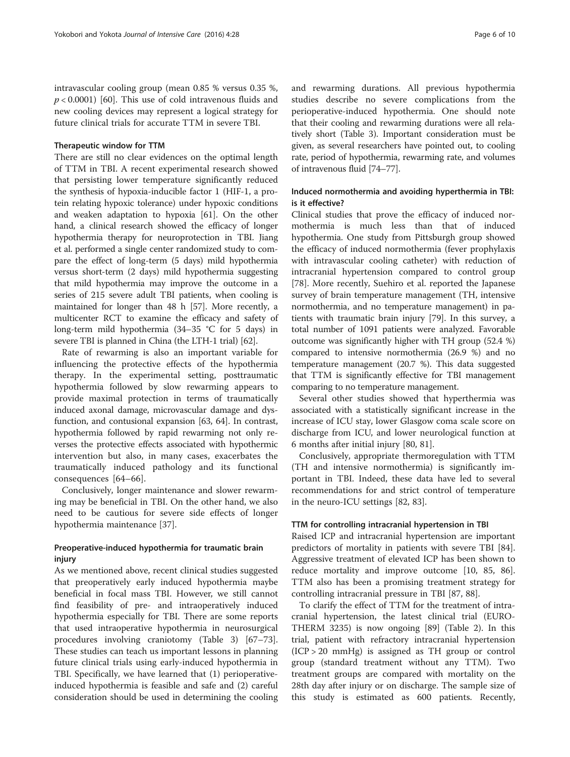intravascular cooling group (mean 0.85 % versus 0.35 %, $p < 0.0001$) [60]. This use of cold intravenous fluids and new cooling devices may represent a logical strategy for future clinical trials for accurate TTM in severe TBI.

### Therapeutic window for TTM

There are still no clear evidences on the optimal length of TTM in TBI. A recent experimental research showed that persisting lower temperature significantly reduced the synthesis of hypoxia-inducible factor 1 (HIF-1, a protein relating hypoxic tolerance) under hypoxic conditions and weaken adaptation to hypoxia [61]. On the other hand, a clinical research showed the efficacy of longer hypothermia therapy for neuroprotection in TBI. Jiang et al. performed a single center randomized study to compare the effect of long-term (5 days) mild hypothermia versus short-term (2 days) mild hypothermia suggesting that mild hypothermia may improve the outcome in a series of 215 severe adult TBI patients, when cooling is maintained for longer than 48 h [57]. More recently, a multicenter RCT to examine the efficacy and safety of long-term mild hypothermia (34–35 °C for 5 days) in severe TBI is planned in China (the LTH-1 trial) [62].

Rate of rewarming is also an important variable for influencing the protective effects of the hypothermia therapy. In the experimental setting, posttraumatic hypothermia followed by slow rewarming appears to provide maximal protection in terms of traumatically induced axonal damage, microvascular damage and dysfunction, and contusional expansion [63, 64]. In contrast, hypothermia followed by rapid rewarming not only reverses the protective effects associated with hypothermic intervention but also, in many cases, exacerbates the traumatically induced pathology and its functional consequences [64–66].

Conclusively, longer maintenance and slower rewarming may be beneficial in TBI. On the other hand, we also need to be cautious for severe side effects of longer hypothermia maintenance [37].

### Preoperative-induced hypothermia for traumatic brain injury

As we mentioned above, recent clinical studies suggested that preoperatively early induced hypothermia maybe beneficial in focal mass TBI. However, we still cannot find feasibility of pre- and intraoperatively induced hypothermia especially for TBI. There are some reports that used intraoperative hypothermia in neurosurgical procedures involving craniotomy (Table 3) [67–73]. These studies can teach us important lessons in planning future clinical trials using early-induced hypothermia in TBI. Specifically, we have learned that (1) perioperative-induced hypothermia is feasible and safe and (2) careful consideration should be used in determining the cooling and rewarming durations. All previous hypothermia studies describe no severe complications from the perioperative-induced hypothermia. One should note that their cooling and rewarming durations were all relatively short (Table 3). Important consideration must be given, as several researchers have pointed out, to cooling rate, period of hypothermia, rewarming rate, and volumes of intravenous fluid [74–77].

### Induced normothermia and avoiding hyperthermia in TBI: is it effective?

Clinical studies that prove the efficacy of induced normothermia is much less than that of induced hypothermia. One study from Pittsburgh group showed the efficacy of induced normothermia (fever prophylaxis with intravascular cooling catheter) with reduction of intracranial hypertension compared to control group [78]. More recently, Suehiro et al. reported the Japanese survey of brain temperature management (TH, intensive normothermia, and no temperature management) in patients with traumatic brain injury [79]. In this survey, a total number of 1091 patients were analyzed. Favorable outcome was significantly higher with TH group (52.4 %) compared to intensive normothermia (26.9 %) and no temperature management (20.7 %). This data suggested that TTM is significantly effective for TBI management comparing to no temperature management.

Several other studies showed that hyperthermia was associated with a statistically significant increase in the increase of ICU stay, lower Glasgow coma scale score on discharge from ICU, and lower neurological function at 6 months after initial injury [80, 81].

Conclusively, appropriate thermoregulation with TTM (TH and intensive normothermia) is significantly important in TBI. Indeed, these data have led to several recommendations for and strict control of temperature in the neuro-ICU settings [82, 83].

### TTM for controlling intracranial hypertension in TBI

Raised ICP and intracranial hypertension are important predictors of mortality in patients with severe TBI [84]. Aggressive treatment of elevated ICP has been shown to reduce mortality and improve outcome [10, 85, 86]. TTM also has been a promising treatment strategy for controlling intracranial pressure in TBI [87, 88].

To clarify the effect of TTM for the treatment of intracranial hypertension, the latest clinical trial (EURO-THERM 3235) is now ongoing [89] (Table 2). In this trial, patient with refractory intracranial hypertension (ICP > 20 mmHg) is assigned as TH group or control group (standard treatment without any TTM). Two treatment groups are compared with mortality on the 28th day after injury or on discharge. The sample size of this study is estimated as 600 patients. Recently,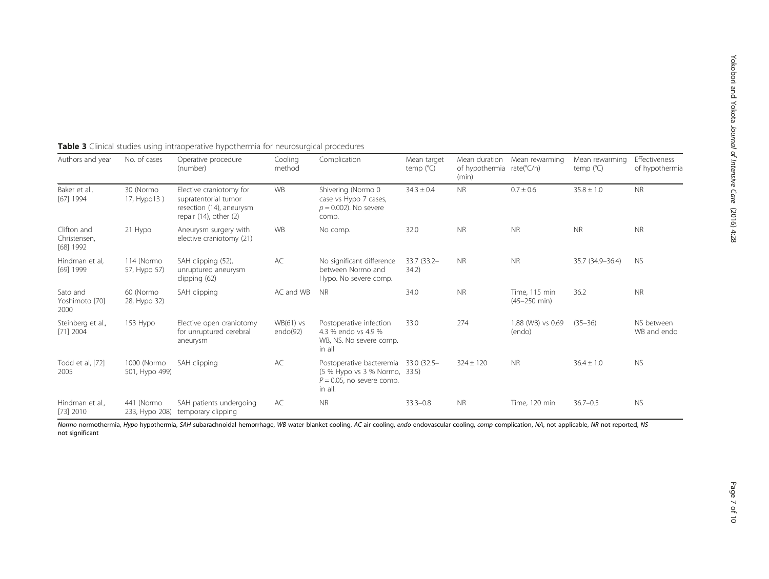**Table 3** Clinical studies using intraoperative hypothermia for neurosurgical procedures

| Authors and year | No. of cases | Operative procedure (number) | Cooling method | Complication | Mean target temp (°C) | Mean duration of hypothermia (min) | Mean rewarming rate(°C/h) | Mean rewarming temp (°C) | Effectiveness of hypothermia |
|---|---|---|---|---|---|---|---|---|---|
| Baker et al., [67] 1994 | 30 (Normo 17, Hypo13 ) | Elective craniotomy for supratentorial tumor resection (14), aneurysm repair (14), other (2) | WB | Shivering (Normo 0 case vs Hypo 7 cases, $p = 0.002$). No severe comp. | 34.3 ± 0.4 | NR | 0.7 ± 0.6 | 35.8 ± 1.0 | NR |
| Clifton and Christensen, [68] 1992 | 21 Hypo | Aneurysm surgery with elective craniotomy (21) | WB | No comp. | 32.0 | NR | NR | NR | NR |
| Hindman et al, [69] 1999 | 114 (Normo 57, Hypo 57) | SAH clipping (52), unruptured aneurysm clipping (62) | AC | No significant difference between Normo and Hypo. No severe comp. | 33.7 (33.2–34.2) | NR | NR | 35.7 (34.9–36.4) | NS |
| Sato and Yoshimoto [70] 2000 | 60 (Normo 28, Hypo 32) | SAH clipping | AC and WB | NR | 34.0 | NR | Time, 115 min (45–250 min) | 36.2 | NR |
| Steinberg et al., [71] 2004 | 153 Hypo | Elective open craniotomy for unruptured cerebral aneurysm | WB(61) vs endo(92) | Postoperative infection 4.3 % endo vs 4.9 % WB, NS. No severe comp. in all | 33.0 | 274 | 1.88 (WB) vs 0.69 (endo) | (35–36) | NS between WB and endo |
| Todd et al, [72] 2005 | 1000 (Normo 501, Hypo 499) | SAH clipping | AC | Postoperative bacteremia (5 % Hypo vs 3 % Normo, $P = 0.05$, no severe comp. in all. | 33.0 (32.5–33.5) | 324 ± 120 | NR | 36.4 ± 1.0 | NS |
| Hindman et al., [73] 2010 | 441 (Normo 233, Hypo 208) | SAH patients undergoing temporary clipping | AC | NR | 33.3–0.8 | NR | Time, 120 min | 36.7–0.5 | NS |

*Normo* normothermia, *Hypo* hypothermia, *SAH* subarachnoidal hemorrhage, *WB* water blanket cooling, *AC* air cooling, *endo* endovascular cooling, *comp* complication, *NA*, not applicable, *NR* not reported, *NS* not significant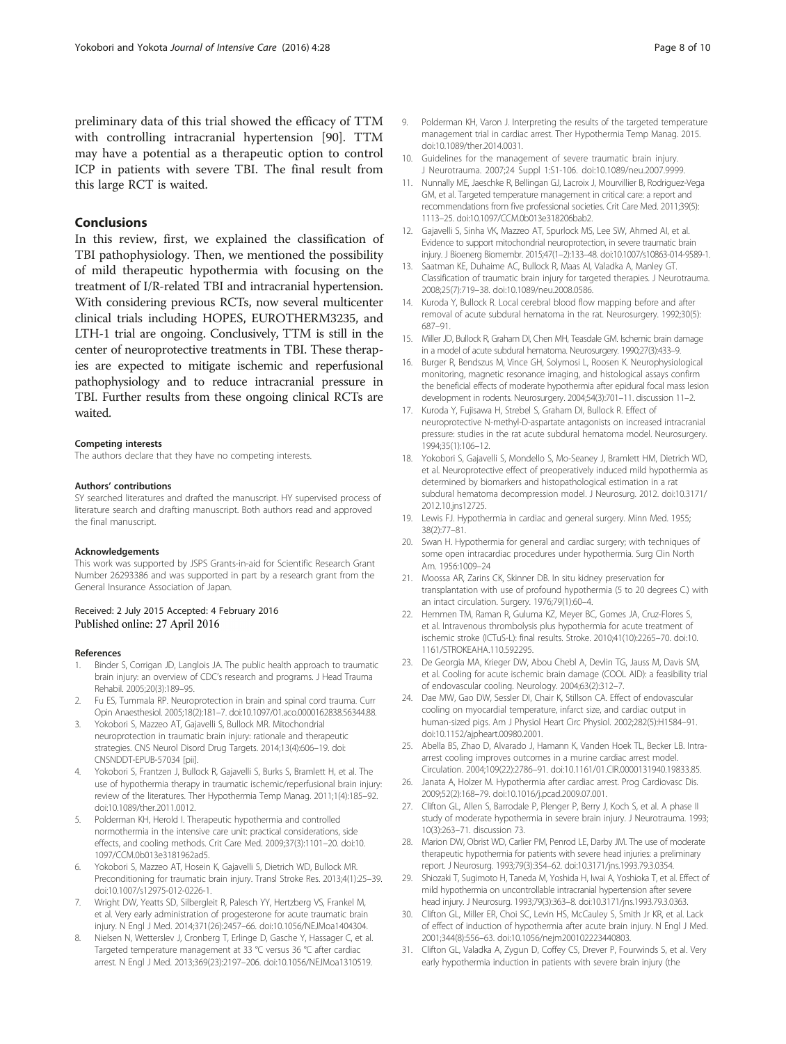preliminary data of this trial showed the efficacy of TTM with controlling intracranial hypertension [90]. TTM may have a potential as a therapeutic option to control ICP in patients with severe TBI. The final result from this large RCT is waited.

## Conclusions

In this review, first, we explained the classification of TBI pathophysiology. Then, we mentioned the possibility of mild therapeutic hypothermia with focusing on the treatment of I/R-related TBI and intracranial hypertension. With considering previous RCTs, now several multicenter clinical trials including HOPES, EUROTHERM3235, and LTH-1 trial are ongoing. Conclusively, TTM is still in the center of neuroprotective treatments in TBI. These therapies are expected to mitigate ischemic and reperfusional pathophysiology and to reduce intracranial pressure in TBI. Further results from these ongoing clinical RCTs are waited.

#### Competing interests

The authors declare that they have no competing interests.

#### Authors' contributions

SY searched literatures and drafted the manuscript. HY supervised process of literature search and drafting manuscript. Both authors read and approved the final manuscript.

#### Acknowledgements

This work was supported by JSPS Grants-in-aid for Scientific Research Grant Number 26293386 and was supported in part by a research grant from the General Insurance Association of Japan.

Received: 2 July 2015 Accepted: 4 February 2016
Published online: 27 April 2016

#### References

1. Binder S, Corrigan JD, Langlois JA. The public health approach to traumatic brain injury: an overview of CDC's research and programs. J Head Trauma Rehabil. 2005;20(3):189–95.
2. Fu ES, Tummala RP. Neuroprotection in brain and spinal cord trauma. Curr Opin Anaesthesiol. 2005;18(2):181–7. doi:10.1097/01.aco.0000162838.56344.88.
3. Yokobori S, Mazzeo AT, Gajavelli S, Bullock MR. Mitochondrial neuroprotection in traumatic brain injury: rationale and therapeutic strategies. CNS Neurol Disord Drug Targets. 2014;13(4):606–19. doi: CNSNDDT-EPUB-57034 [pii].
4. Yokobori S, Frantzen J, Bullock R, Gajavelli S, Burks S, Bramlett H, et al. The use of hypothermia therapy in traumatic ischemic/reperfusional brain injury: review of the literatures. Ther Hypothermia Temp Manag. 2011;1(4):185–92. doi:10.1089/ther.2011.0012.
5. Polderman KH, Herold I. Therapeutic hypothermia and controlled normothermia in the intensive care unit: practical considerations, side effects, and cooling methods. Crit Care Med. 2009;37(3):1101–20. doi:10.1097/CCM.0b013e3181962ad5.
6. Yokobori S, Mazzeo AT, Hosein K, Gajavelli S, Dietrich WD, Bullock MR. Preconditioning for traumatic brain injury. Transl Stroke Res. 2013;4(1):25–39. doi:10.1007/s12975-012-0226-1.
7. Wright DW, Yeatts SD, Silbergleit R, Palesch YY, Hertzberg VS, Frankel M, et al. Very early administration of progesterone for acute traumatic brain injury. N Engl J Med. 2014;371(26):2457–66. doi:10.1056/NEJMoa1404304.
8. Nielsen N, Wetterslev J, Cronberg T, Erlinge D, Gasche Y, Hassager C, et al. Targeted temperature management at 33 °C versus 36 °C after cardiac arrest. N Engl J Med. 2013;369(23):2197–206. doi:10.1056/NEJMoa1310519.
9. Polderman KH, Varon J. Interpreting the results of the targeted temperature management trial in cardiac arrest. Ther Hypothermia Temp Manag. 2015. doi:10.1089/ther.2014.0031.
10. Guidelines for the management of severe traumatic brain injury. J Neurotrauma. 2007;24 Suppl 1:S1-106. doi:10.1089/neu.2007.9999.
11. Nunnally ME, Jaeschke R, Bellingan GJ, Lacroix J, Mourvillier B, Rodriguez-Vega GM, et al. Targeted temperature management in critical care: a report and recommendations from five professional societies. Crit Care Med. 2011;39(5):1113–25. doi:10.1097/CCM.0b013e318206bab2.
12. Gajavelli S, Sinha VK, Mazzeo AT, Spurlock MS, Lee SW, Ahmed AI, et al. Evidence to support mitochondrial neuroprotection, in severe traumatic brain injury. J Bioenerg Biomembr. 2015;47(1–2):133–48. doi:10.1007/s10863-014-9589-1.
13. Saatman KE, Duhaime AC, Bullock R, Maas AI, Valadka A, Manley GT. Classification of traumatic brain injury for targeted therapies. J Neurotrauma. 2008;25(7):719–38. doi:10.1089/neu.2008.0586.
14. Kuroda Y, Bullock R. Local cerebral blood flow mapping before and after removal of acute subdural hematoma in the rat. Neurosurgery. 1992;30(5):687–91.
15. Miller JD, Bullock R, Graham DI, Chen MH, Teasdale GM. Ischemic brain damage in a model of acute subdural hematoma. Neurosurgery. 1990;27(3):433–9.
16. Burger R, Bendszus M, Vince GH, Solymosi L, Roosen K. Neurophysiological monitoring, magnetic resonance imaging, and histological assays confirm the beneficial effects of moderate hypothermia after epidural focal mass lesion development in rodents. Neurosurgery. 2004;54(3):701–11. discussion 11–2.
17. Kuroda Y, Fujisawa H, Strebel S, Graham DI, Bullock R. Effect of neuroprotective N-methyl-D-aspartate antagonists on increased intracranial pressure: studies in the rat acute subdural hematoma model. Neurosurgery. 1994;35(1):106–12.
18. Yokobori S, Gajavelli S, Mondello S, Mo-Seaney J, Bramlett HM, Dietrich WD, et al. Neuroprotective effect of preoperatively induced mild hypothermia as determined by biomarkers and histopathological estimation in a rat subdural hematoma decompression model. J Neurosurg. 2012. doi:10.3171/2012.10.jns12725.
19. Lewis FJ. Hypothermia in cardiac and general surgery. Minn Med. 1955; 38(2):77–81.
20. Swan H. Hypothermia for general and cardiac surgery; with techniques of some open intracardiac procedures under hypothermia. Surg Clin North Am. 1956:1009–24
21. Moossa AR, Zarins CK, Skinner DB. In situ kidney preservation for transplantation with use of profound hypothermia (5 to 20 degrees C.) with an intact circulation. Surgery. 1976;79(1):60–4.
22. Hemmen TM, Raman R, Guluma KZ, Meyer BC, Gomes JA, Cruz-Flores S, et al. Intravenous thrombolysis plus hypothermia for acute treatment of ischemic stroke (ICTuS-L): final results. Stroke. 2010;41(10):2265–70. doi:10.1161/STROKEAHA.110.592295.
23. De Georgia MA, Krieger DW, Abou Chebl A, Devlin TG, Jauss M, Davis SM, et al. Cooling for acute ischemic brain damage (COOL AID): a feasibility trial of endovascular cooling. Neurology. 2004;63(2):312–7.
24. Dae MW, Gao DW, Sessler DI, Chair K, Stillson CA. Effect of endovascular cooling on myocardial temperature, infarct size, and cardiac output in human-sized pigs. Am J Physiol Heart Circ Physiol. 2002;282(5):H1584–91. doi:10.1152/ajpheart.00980.2001.
25. Abella BS, Zhao D, Alvarado J, Hamann K, Vanden Hoek TL, Becker LB. Intra-arrest cooling improves outcomes in a murine cardiac arrest model. Circulation. 2004;109(22):2786–91. doi:10.1161/01.CIR.0000131940.19833.85.
26. Janata A, Holzer M. Hypothermia after cardiac arrest. Prog Cardiovasc Dis. 2009;52(2):168–79. doi:10.1016/j.pcad.2009.07.001.
27. Clifton GL, Allen S, Barrodale P, Plenger P, Berry J, Koch S, et al. A phase II study of moderate hypothermia in severe brain injury. J Neurotrauma. 1993; 10(3):263–71. discussion 73.
28. Marion DW, Obrist WD, Carlier PM, Penrod LE, Darby JM. The use of moderate therapeutic hypothermia for patients with severe head injuries: a preliminary report. J Neurosurg. 1993;79(3):354–62. doi:10.3171/jns.1993.79.3.0354.
29. Shiozaki T, Sugimoto H, Taneda M, Yoshida H, Iwai A, Yoshioka T, et al. Effect of mild hypothermia on uncontrollable intracranial hypertension after severe head injury. J Neurosurg. 1993;79(3):363–8. doi:10.3171/jns.1993.79.3.0363.
30. Clifton GL, Miller ER, Choi SC, Levin HS, McCauley S, Smith Jr KR, et al. Lack of effect of induction of hypothermia after acute brain injury. N Engl J Med. 2001;344(8):556–63. doi:10.1056/nejm200102223440803.
31. Clifton GL, Valadka A, Zygun D, Coffey CS, Drever P, Fourwinds S, et al. Very early hypothermia induction in patients with severe brain injury (the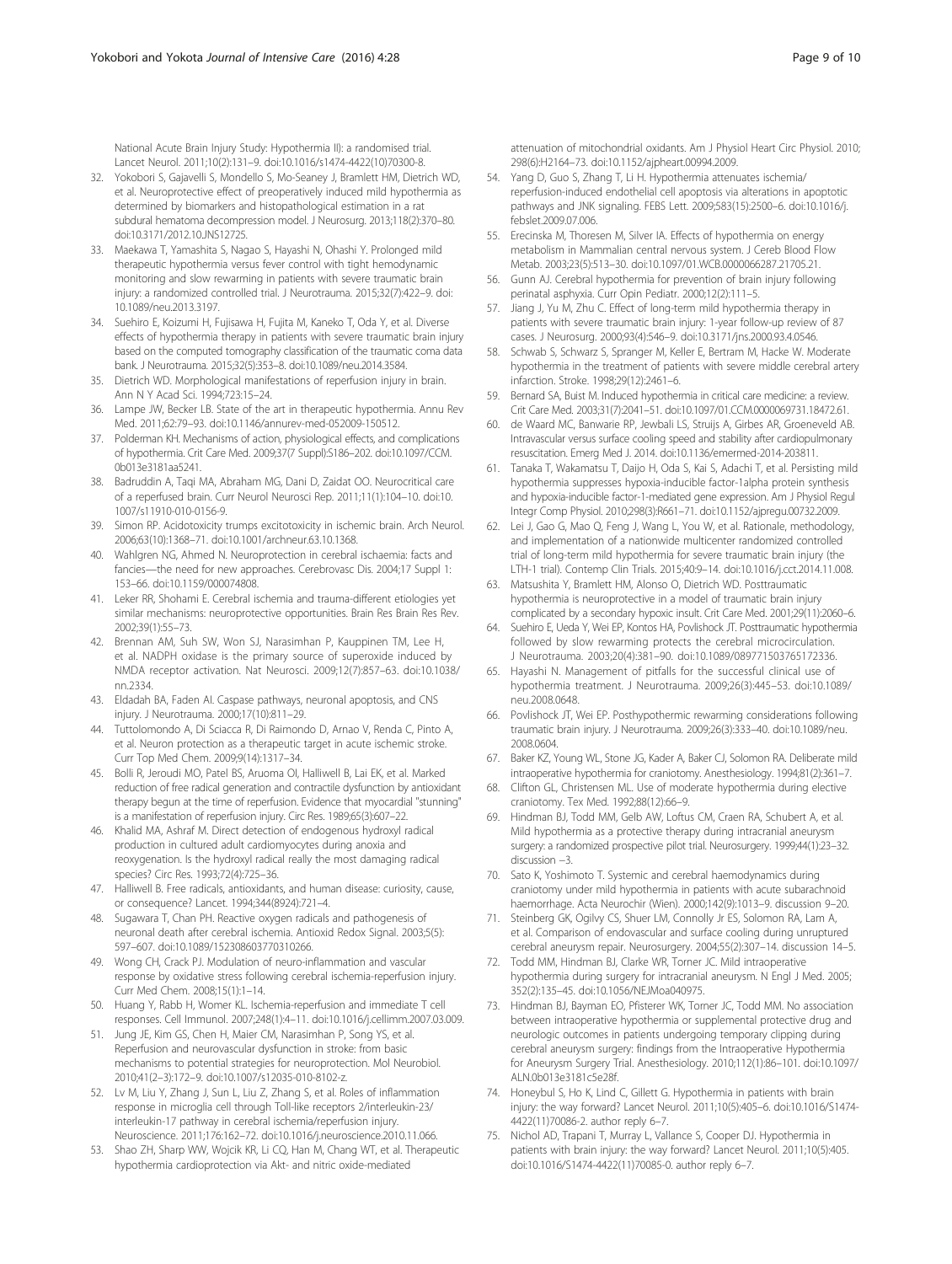National Acute Brain Injury Study: Hypothermia II): a randomised trial. Lancet Neurol. 2011;10(2):131–9. doi:10.1016/s1474-4422(10)70300-8.

32. Yokobori S, Gajavelli S, Mondello S, Mo-Seaney J, Bramlett HM, Dietrich WD, et al. Neuroprotective effect of preoperatively induced mild hypothermia as determined by biomarkers and histopathological estimation in a rat subdural hematoma decompression model. J Neurosurg. 2013;118(2):370–80. doi:10.3171/2012.10.JNS12725.
33. Maekawa T, Yamashita S, Nagao S, Hayashi N, Ohashi Y. Prolonged mild therapeutic hypothermia versus fever control with tight hemodynamic monitoring and slow rewarming in patients with severe traumatic brain injury: a randomized controlled trial. J Neurotrauma. 2015;32(7):422–9. doi: 10.1089/neu.2013.3197.
34. Suehiro E, Koizumi H, Fujisawa H, Fujita M, Kaneko T, Oda Y, et al. Diverse effects of hypothermia therapy in patients with severe traumatic brain injury based on the computed tomography classification of the traumatic coma data bank. J Neurotrauma. 2015;32(5):353–8. doi:10.1089/neu.2014.3584.
35. Dietrich WD. Morphological manifestations of reperfusion injury in brain. Ann N Y Acad Sci. 1994;723:15–24.
36. Lampe JW, Becker LB. State of the art in therapeutic hypothermia. Annu Rev Med. 2011;62:79–93. doi:10.1146/annurev-med-052009-150512.
37. Polderman KH. Mechanisms of action, physiological effects, and complications of hypothermia. Crit Care Med. 2009;37(7 Suppl):S186–202. doi:10.1097/CCM. 0b013e3181aa5241.
38. Badruddin A, Taqi MA, Abraham MG, Dani D, Zaidat OO. Neurocritical care of a reperfused brain. Curr Neurol Neurosci Rep. 2011;11(1):104–10. doi:10. 1007/s11910-010-0156-9.
39. Simon RP. Acidotoxicity trumps excitotoxicity in ischemic brain. Arch Neurol. 2006;63(10):1368–71. doi:10.1001/archneur.63.10.1368.
40. Wahlgren NG, Ahmed N. Neuroprotection in cerebral ischaemia: facts and fancies—the need for new approaches. Cerebrovasc Dis. 2004;17 Suppl 1: 153–66. doi:10.1159/000074808.
41. Leker RR, Shohami E. Cerebral ischemia and trauma-different etiologies yet similar mechanisms: neuroprotective opportunities. Brain Res Brain Res Rev. 2002;39(1):55–73.
42. Brennan AM, Suh SW, Won SJ, Narasimhan P, Kauppinen TM, Lee H, et al. NADPH oxidase is the primary source of superoxide induced by NMDA receptor activation. Nat Neurosci. 2009;12(7):857–63. doi:10.1038/ nn.2334.
43. Eldadah BA, Faden AI. Caspase pathways, neuronal apoptosis, and CNS injury. J Neurotrauma. 2000;17(10):811–29.
44. Tuttolomondo A, Di Sciacca R, Di Raimondo D, Arnao V, Renda C, Pinto A, et al. Neuron protection as a therapeutic target in acute ischemic stroke. Curr Top Med Chem. 2009;9(14):1317–34.
45. Bolli R, Jeroudi MO, Patel BS, Aruoma OI, Halliwell B, Lai EK, et al. Marked reduction of free radical generation and contractile dysfunction by antioxidant therapy begun at the time of reperfusion. Evidence that myocardial "stunning" is a manifestation of reperfusion injury. Circ Res. 1989;65(3):607–22.
46. Khalid MA, Ashraf M. Direct detection of endogenous hydroxyl radical production in cultured adult cardiomyocytes during anoxia and reoxygenation. Is the hydroxyl radical really the most damaging radical species? Circ Res. 1993;72(4):725–36.
47. Halliwell B. Free radicals, antioxidants, and human disease: curiosity, cause, or consequence? Lancet. 1994;344(8924):721–4.
48. Sugawara T, Chan PH. Reactive oxygen radicals and pathogenesis of neuronal death after cerebral ischemia. Antioxid Redox Signal. 2003;5(5): 597–607. doi:10.1089/152308603770310266.
49. Wong CH, Crack PJ. Modulation of neuro-inflammation and vascular response by oxidative stress following cerebral ischemia-reperfusion injury. Curr Med Chem. 2008;15(1):1–14.
50. Huang Y, Rabb H, Womer KL. Ischemia-reperfusion and immediate T cell responses. Cell Immunol. 2007;248(1):4–11. doi:10.1016/j.cellimm.2007.03.009.
51. Jung JE, Kim GS, Chen H, Maier CM, Narasimhan P, Song YS, et al. Reperfusion and neurovascular dysfunction in stroke: from basic mechanisms to potential strategies for neuroprotection. Mol Neurobiol. 2010;41(2–3):172–9. doi:10.1007/s12035-010-8102-z.
52. Lv M, Liu Y, Zhang J, Sun L, Liu Z, Zhang S, et al. Roles of inflammation response in microglia cell through Toll-like receptors 2/interleukin-23/ interleukin-17 pathway in cerebral ischemia/reperfusion injury. Neuroscience. 2011;176:162–72. doi:10.1016/j.neuroscience.2010.11.066.
53. Shao ZH, Sharp WW, Wojcik KR, Li CQ, Han M, Chang WT, et al. Therapeutic hypothermia cardioprotection via Akt- and nitric oxide-mediated attenuation of mitochondrial oxidants. Am J Physiol Heart Circ Physiol. 2010; 298(6):H2164–73. doi:10.1152/ajpheart.00994.2009.
54. Yang D, Guo S, Zhang T, Li H. Hypothermia attenuates ischemia/ reperfusion-induced endothelial cell apoptosis via alterations in apoptotic pathways and JNK signaling. FEBS Lett. 2009;583(15):2500–6. doi:10.1016/j. febslet.2009.07.006.
55. Erecinska M, Thoresen M, Silver IA. Effects of hypothermia on energy metabolism in Mammalian central nervous system. J Cereb Blood Flow Metab. 2003;23(5):513–30. doi:10.1097/01.WCB.0000066287.21705.21.
56. Gunn AJ. Cerebral hypothermia for prevention of brain injury following perinatal asphyxia. Curr Opin Pediatr. 2000;12(2):111–5.
57. Jiang J, Yu M, Zhu C. Effect of long-term mild hypothermia therapy in patients with severe traumatic brain injury: 1-year follow-up review of 87 cases. J Neurosurg. 2000;93(4):546–9. doi:10.3171/jns.2000.93.4.0546.
58. Schwab S, Schwarz S, Spranger M, Keller E, Bertram M, Hacke W. Moderate hypothermia in the treatment of patients with severe middle cerebral artery infarction. Stroke. 1998;29(12):2461–6.
59. Bernard SA, Buist M. Induced hypothermia in critical care medicine: a review. Crit Care Med. 2003;31(7):2041–51. doi:10.1097/01.CCM.0000069731.18472.61.
60. de Waard MC, Banwarie RP, Jewbali LS, Struijs A, Girbes AR, Groeneveld AB. Intravascular versus surface cooling speed and stability after cardiopulmonary resuscitation. Emerg Med J. 2014. doi:10.1136/emermed-2014-203811.
61. Tanaka T, Wakamatsu T, Daijo H, Oda S, Kai S, Adachi T, et al. Persisting mild hypothermia suppresses hypoxia-inducible factor-1alpha protein synthesis and hypoxia-inducible factor-1-mediated gene expression. Am J Physiol Regul Integr Comp Physiol. 2010;298(3):R661–71. doi:10.1152/ajpregu.00732.2009.
62. Lei J, Gao G, Mao Q, Feng J, Wang L, You W, et al. Rationale, methodology, and implementation of a nationwide multicenter randomized controlled trial of long-term mild hypothermia for severe traumatic brain injury (the LTH-1 trial). Contemp Clin Trials. 2015;40:9–14. doi:10.1016/j.cct.2014.11.008.
63. Matsushita Y, Bramlett HM, Alonso O, Dietrich WD. Posttraumatic hypothermia is neuroprotective in a model of traumatic brain injury complicated by a secondary hypoxic insult. Crit Care Med. 2001;29(11):2060–6.
64. Suehiro E, Ueda Y, Wei EP, Kontos HA, Povlishock JT. Posttraumatic hypothermia followed by slow rewarming protects the cerebral microcirculation. J Neurotrauma. 2003;20(4):381–90. doi:10.1089/089771503765172336.
65. Hayashi N. Management of pitfalls for the successful clinical use of hypothermia treatment. J Neurotrauma. 2009;26(3):445–53. doi:10.1089/ neu.2008.0648.
66. Povlishock JT, Wei EP. Posthypothermic rewarming considerations following traumatic brain injury. J Neurotrauma. 2009;26(3):333–40. doi:10.1089/neu. 2008.0604.
67. Baker KZ, Young WL, Stone JG, Kader A, Baker CJ, Solomon RA. Deliberate mild intraoperative hypothermia for craniotomy. Anesthesiology. 1994;81(2):361–7.
68. Clifton GL, Christensen ML. Use of moderate hypothermia during elective craniotomy. Tex Med. 1992;88(12):66–9.
69. Hindman BJ, Todd MM, Gelb AW, Loftus CM, Craen RA, Schubert A, et al. Mild hypothermia as a protective therapy during intracranial aneurysm surgery: a randomized prospective pilot trial. Neurosurgery. 1999;44(1):23–32. discussion −3.
70. Sato K, Yoshimoto T. Systemic and cerebral haemodynamics during craniotomy under mild hypothermia in patients with acute subarachnoid haemorrhage. Acta Neurochir (Wien). 2000;142(9):1013–9. discussion 9–20.
71. Steinberg GK, Ogilvy CS, Shuer LM, Connolly Jr ES, Solomon RA, Lam A, et al. Comparison of endovascular and surface cooling during unruptured cerebral aneurysm repair. Neurosurgery. 2004;55(2):307–14. discussion 14–5.
72. Todd MM, Hindman BJ, Clarke WR, Torner JC. Mild intraoperative hypothermia during surgery for intracranial aneurysm. N Engl J Med. 2005; 352(2):135–45. doi:10.1056/NEJMoa040975.
73. Hindman BJ, Bayman EO, Pfisterer WK, Torner JC, Todd MM. No association between intraoperative hypothermia or supplemental protective drug and neurologic outcomes in patients undergoing temporary clipping during cerebral aneurysm surgery: findings from the Intraoperative Hypothermia for Aneurysm Surgery Trial. Anesthesiology. 2010;112(1):86–101. doi:10.1097/ ALN.0b013e3181c5e28f.
74. Honeybul S, Ho K, Lind C, Gillett G. Hypothermia in patients with brain injury: the way forward? Lancet Neurol. 2011;10(5):405–6. doi:10.1016/S1474- 4422(11)70086-2. author reply 6–7.
75. Nichol AD, Trapani T, Murray L, Vallance S, Cooper DJ. Hypothermia in patients with brain injury: the way forward? Lancet Neurol. 2011;10(5):405. doi:10.1016/S1474-4422(11)70085-0. author reply 6–7.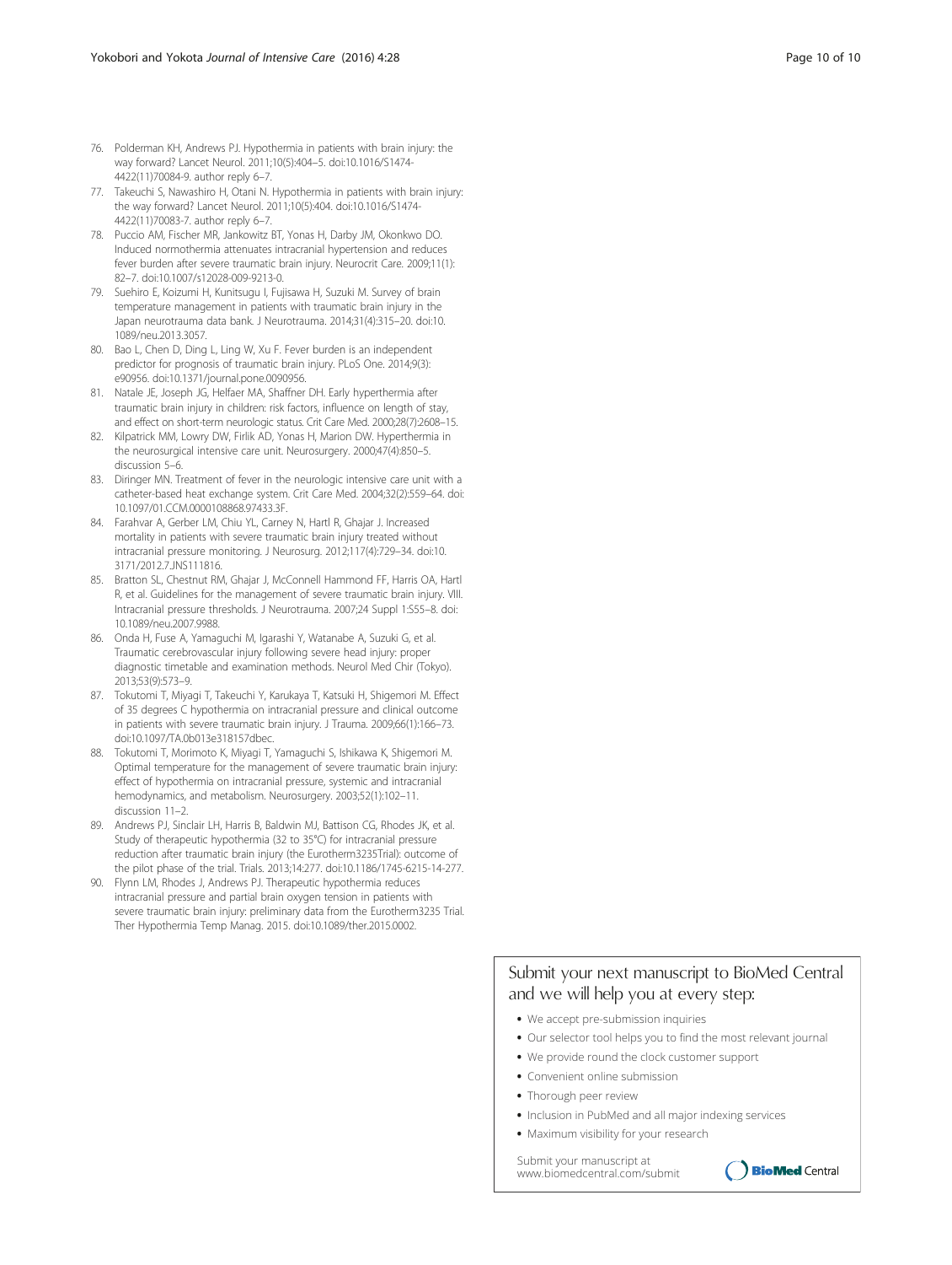76. Polderman KH, Andrews PJ. Hypothermia in patients with brain injury: the way forward? Lancet Neurol. 2011;10(5):404–5. doi:10.1016/S1474-4422(11)70084-9. author reply 6–7.
77. Takeuchi S, Nawashiro H, Otani N. Hypothermia in patients with brain injury: the way forward? Lancet Neurol. 2011;10(5):404. doi:10.1016/S1474-4422(11)70083-7. author reply 6–7.
78. Puccio AM, Fischer MR, Jankowitz BT, Yonas H, Darby JM, Okonkwo DO. Induced normothermia attenuates intracranial hypertension and reduces fever burden after severe traumatic brain injury. Neurocrit Care. 2009;11(1): 82–7. doi:10.1007/s12028-009-9213-0.
79. Suehiro E, Koizumi H, Kunitsugu I, Fujisawa H, Suzuki M. Survey of brain temperature management in patients with traumatic brain injury in the Japan neurotrauma data bank. J Neurotrauma. 2014;31(4):315–20. doi:10.1089/neu.2013.3057.
80. Bao L, Chen D, Ding L, Ling W, Xu F. Fever burden is an independent predictor for prognosis of traumatic brain injury. PLoS One. 2014;9(3): e90956. doi:10.1371/journal.pone.0090956.
81. Natale JE, Joseph JG, Helfaer MA, Shaffner DH. Early hyperthermia after traumatic brain injury in children: risk factors, influence on length of stay, and effect on short-term neurologic status. Crit Care Med. 2000;28(7):2608–15.
82. Kilpatrick MM, Lowry DW, Firlik AD, Yonas H, Marion DW. Hyperthermia in the neurosurgical intensive care unit. Neurosurgery. 2000;47(4):850–5. discussion 5–6.
83. Diringer MN. Treatment of fever in the neurologic intensive care unit with a catheter-based heat exchange system. Crit Care Med. 2004;32(2):559–64. doi: 10.1097/01.CCM.0000108868.97433.3F.
84. Farahvar A, Gerber LM, Chiu YL, Carney N, Hartl R, Ghajar J. Increased mortality in patients with severe traumatic brain injury treated without intracranial pressure monitoring. J Neurosurg. 2012;117(4):729–34. doi:10.3171/2012.7.JNS111816.
85. Bratton SL, Chestnut RM, Ghajar J, McConnell Hammond FF, Harris OA, Hartl R, et al. Guidelines for the management of severe traumatic brain injury. VIII. Intracranial pressure thresholds. J Neurotrauma. 2007;24 Suppl 1:S55–8. doi: 10.1089/neu.2007.9988.
86. Onda H, Fuse A, Yamaguchi M, Igarashi Y, Watanabe A, Suzuki G, et al. Traumatic cerebrovascular injury following severe head injury: proper diagnostic timetable and examination methods. Neurol Med Chir (Tokyo). 2013;53(9):573–9.
87. Tokutomi T, Miyagi T, Takeuchi Y, Karukaya T, Katsuki H, Shigemori M. Effect of 35 degrees C hypothermia on intracranial pressure and clinical outcome in patients with severe traumatic brain injury. J Trauma. 2009;66(1):166–73. doi:10.1097/TA.0b013e318157dbec.
88. Tokutomi T, Morimoto K, Miyagi T, Yamaguchi S, Ishikawa K, Shigemori M. Optimal temperature for the management of severe traumatic brain injury: effect of hypothermia on intracranial pressure, systemic and intracranial hemodynamics, and metabolism. Neurosurgery. 2003;52(1):102–11. discussion 11–2.
89. Andrews PJ, Sinclair LH, Harris B, Baldwin MJ, Battison CG, Rhodes JK, et al. Study of therapeutic hypothermia (32 to 35°C) for intracranial pressure reduction after traumatic brain injury (the Eurotherm3235Trial): outcome of the pilot phase of the trial. Trials. 2013;14:277. doi:10.1186/1745-6215-14-277.
90. Flynn LM, Rhodes J, Andrews PJ. Therapeutic hypothermia reduces intracranial pressure and partial brain oxygen tension in patients with severe traumatic brain injury: preliminary data from the Eurotherm3235 Trial. Ther Hypothermia Temp Manag. 2015. doi:10.1089/ther.2015.0002.

Submit your next manuscript to BioMed Central and we will help you at every step:

- We accept pre-submission inquiries
- Our selector tool helps you to find the most relevant journal
- We provide round the clock customer support
- Convenient online submission
- Thorough peer review
- Inclusion in PubMed and all major indexing services
- Maximum visibility for your research

Submit your manuscript at www.biomedcentral.com/submit

BioMed Central